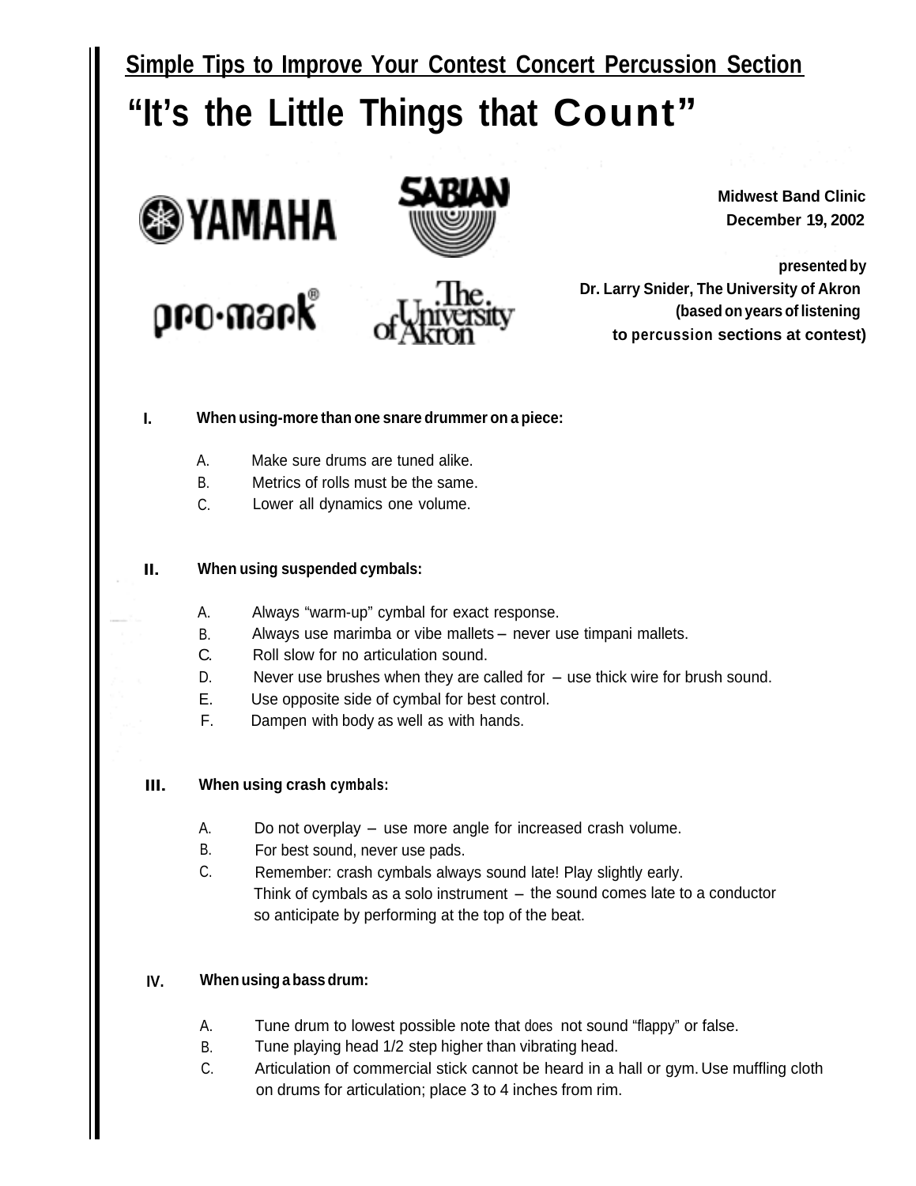## Simple Tips to Improve Your Contest Concert Percussion Section

# "It's the Little Things that Count"

**Midwest Band Clinic**
**December 19, 2002**

**presented by**
**Dr. Larry Snider, The University of Akron**
**(based on years of listening to percussion sections at contest)**

**I. When using-more than one snare drummer on a piece:**

A. Make sure drums are tuned alike.
B. Metrics of rolls must be the same.
C. Lower all dynamics one volume.

**II. When using suspended cymbals:**

A. Always "warm-up" cymbal for exact response.
B. Always use marimba or vibe mallets – never use timpani mallets.
C. Roll slow for no articulation sound.
D. Never use brushes when they are called for – use thick wire for brush sound.
E. Use opposite side of cymbal for best control.
F. Dampen with body as well as with hands.

**III. When using crash cymbals:**

A. Do not overplay – use more angle for increased crash volume.
B. For best sound, never use pads.
C. Remember: crash cymbals always sound late! Play slightly early. Think of cymbals as a solo instrument – the sound comes late to a conductor so anticipate by performing at the top of the beat.

**IV. When using a bass drum:**

A. Tune drum to lowest possible note that does not sound "flappy" or false.
B. Tune playing head 1/2 step higher than vibrating head.
C. Articulation of commercial stick cannot be heard in a hall or gym. Use muffling cloth on drums for articulation; place 3 to 4 inches from rim.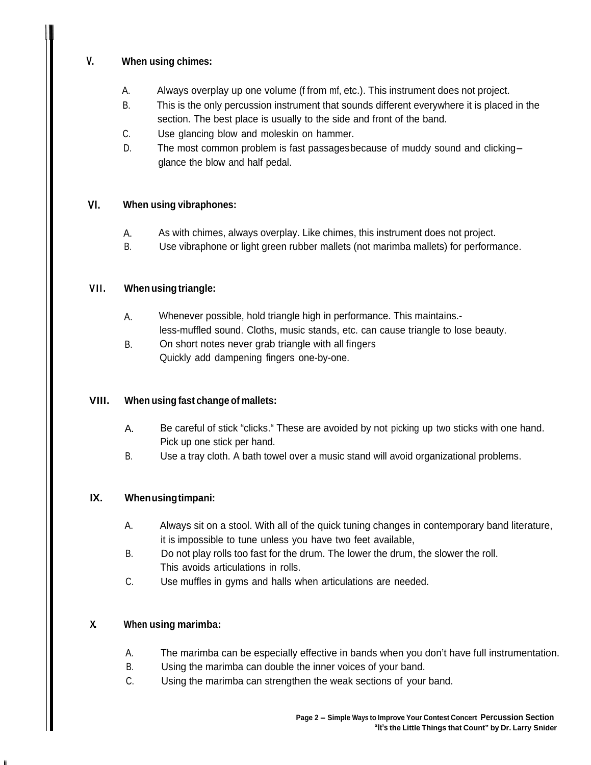## V. When using chimes:

A. Always overplay up one volume (f from mf, etc.). This instrument does not project.

B. This is the only percussion instrument that sounds different everywhere it is placed in the section. The best place is usually to the side and front of the band.

C. Use glancing blow and moleskin on hammer.

D. The most common problem is fast passages because of muddy sound and clicking– glance the blow and half pedal.

## VI. When using vibraphones:

A. As with chimes, always overplay. Like chimes, this instrument does not project.

B. Use vibraphone or light green rubber mallets (not marimba mallets) for performance.

## VII. When using triangle:

A. Whenever possible, hold triangle high in performance. This maintains.- less-muffled sound. Cloths, music stands, etc. can cause triangle to lose beauty.

B. On short notes never grab triangle with all fingers Quickly add dampening fingers one-by-one.

## VIII. When using fast change of mallets:

A. Be careful of stick "clicks." These are avoided by not picking up two sticks with one hand. Pick up one stick per hand.

B. Use a tray cloth. A bath towel over a music stand will avoid organizational problems.

## IX. When using timpani:

A. Always sit on a stool. With all of the quick tuning changes in contemporary band literature, it is impossible to tune unless you have two feet available,

B. Do not play rolls too fast for the drum. The lower the drum, the slower the roll. This avoids articulations in rolls.

C. Use muffles in gyms and halls when articulations are needed.

## X. When using marimba:

A. The marimba can be especially effective in bands when you don't have full instrumentation.

B. Using the marimba can double the inner voices of your band.

C. Using the marimba can strengthen the weak sections of your band.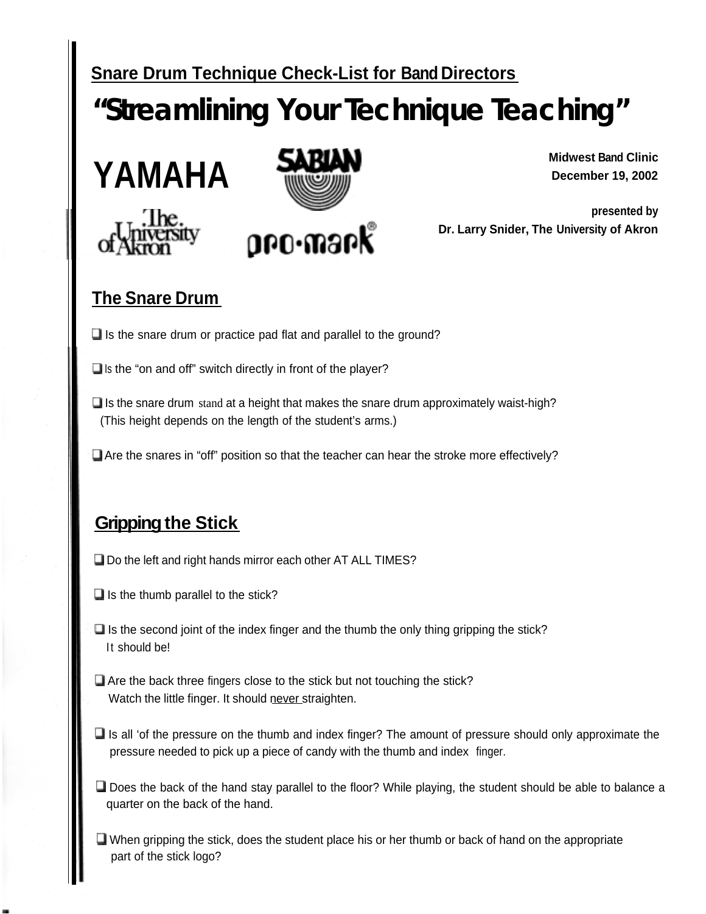**Snare Drum Technique Check-List for Band Directors**

# "Streamlining Your Technique Teaching"

YAMAHA

SABIAN

The University of Akron

pro·mark®

**Midwest Band Clinic**
**December 19, 2002**

**presented by**
**Dr. Larry Snider, The University of Akron**

## The Snare Drum

- ❑ Is the snare drum or practice pad flat and parallel to the ground?
- ❑ Is the "on and off" switch directly in front of the player?
- ❑ Is the snare drum stand at a height that makes the snare drum approximately waist-high? (This height depends on the length of the student's arms.)
- ❑ Are the snares in "off" position so that the teacher can hear the stroke more effectively?

## Gripping the Stick

- ❑ Do the left and right hands mirror each other AT ALL TIMES?
- ❑ Is the thumb parallel to the stick?
- ❑ Is the second joint of the index finger and the thumb the only thing gripping the stick? It should be!
- ❑ Are the back three fingers close to the stick but not touching the stick? Watch the little finger. It should never straighten.
- ❑ Is all 'of the pressure on the thumb and index finger? The amount of pressure should only approximate the pressure needed to pick up a piece of candy with the thumb and index finger.
- ❑ Does the back of the hand stay parallel to the floor? While playing, the student should be able to balance a quarter on the back of the hand.
- ❑ When gripping the stick, does the student place his or her thumb or back of hand on the appropriate part of the stick logo?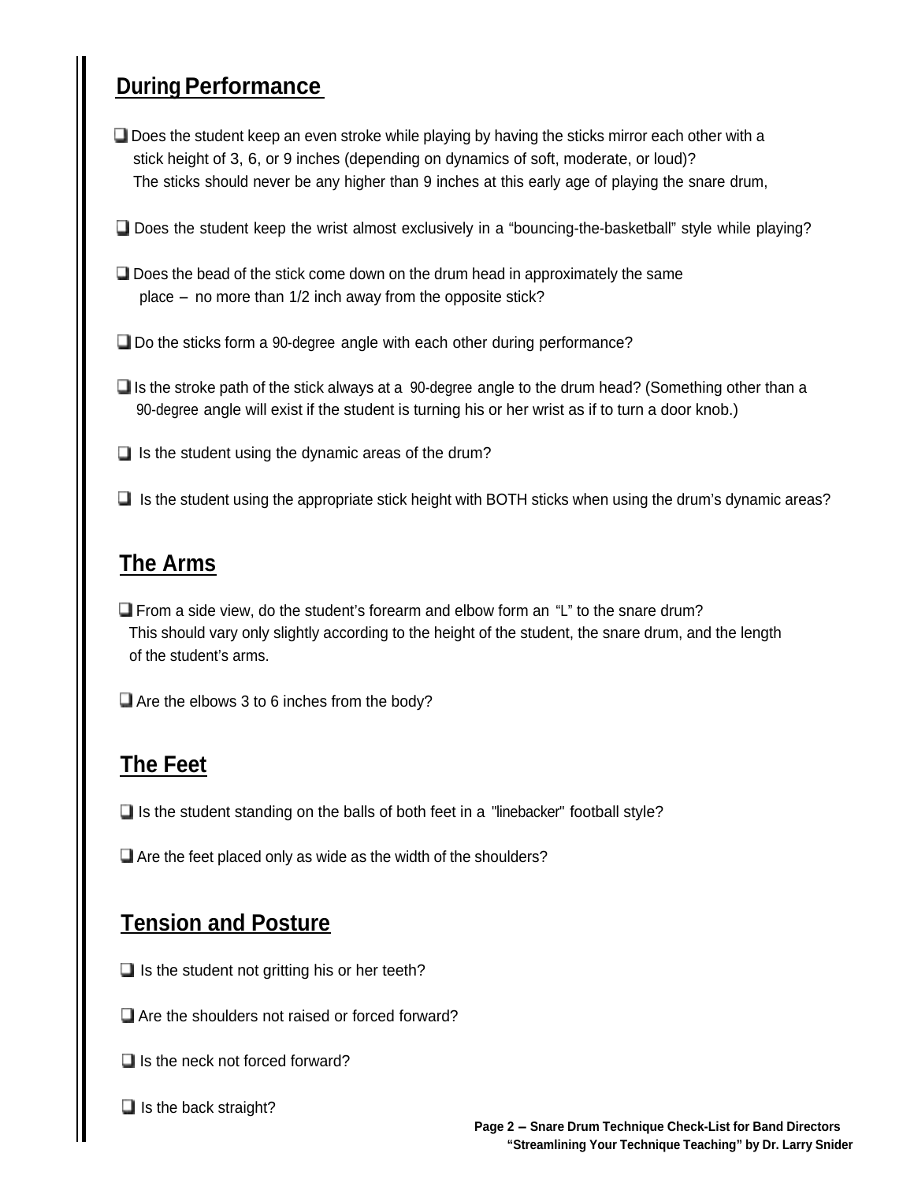## During Performance

- ❑ Does the student keep an even stroke while playing by having the sticks mirror each other with a stick height of 3, 6, or 9 inches (depending on dynamics of soft, moderate, or loud)? The sticks should never be any higher than 9 inches at this early age of playing the snare drum,
- ❑ Does the student keep the wrist almost exclusively in a "bouncing-the-basketball" style while playing?
- ❑ Does the bead of the stick come down on the drum head in approximately the same place – no more than 1/2 inch away from the opposite stick?
- ❑ Do the sticks form a 90-degree angle with each other during performance?
- ❑ Is the stroke path of the stick always at a 90-degree angle to the drum head? (Something other than a 90-degree angle will exist if the student is turning his or her wrist as if to turn a door knob.)
- ❑ Is the student using the dynamic areas of the drum?
- ❑ Is the student using the appropriate stick height with BOTH sticks when using the drum's dynamic areas?

## The Arms

- ❑ From a side view, do the student's forearm and elbow form an "L" to the snare drum? This should vary only slightly according to the height of the student, the snare drum, and the length of the student's arms.
- ❑ Are the elbows 3 to 6 inches from the body?

## The Feet

- ❑ Is the student standing on the balls of both feet in a "linebacker" football style?
- ❑ Are the feet placed only as wide as the width of the shoulders?

## Tension and Posture

- ❑ Is the student not gritting his or her teeth?
- ❑ Are the shoulders not raised or forced forward?
- ❑ Is the neck not forced forward?
- ❑ Is the back straight?